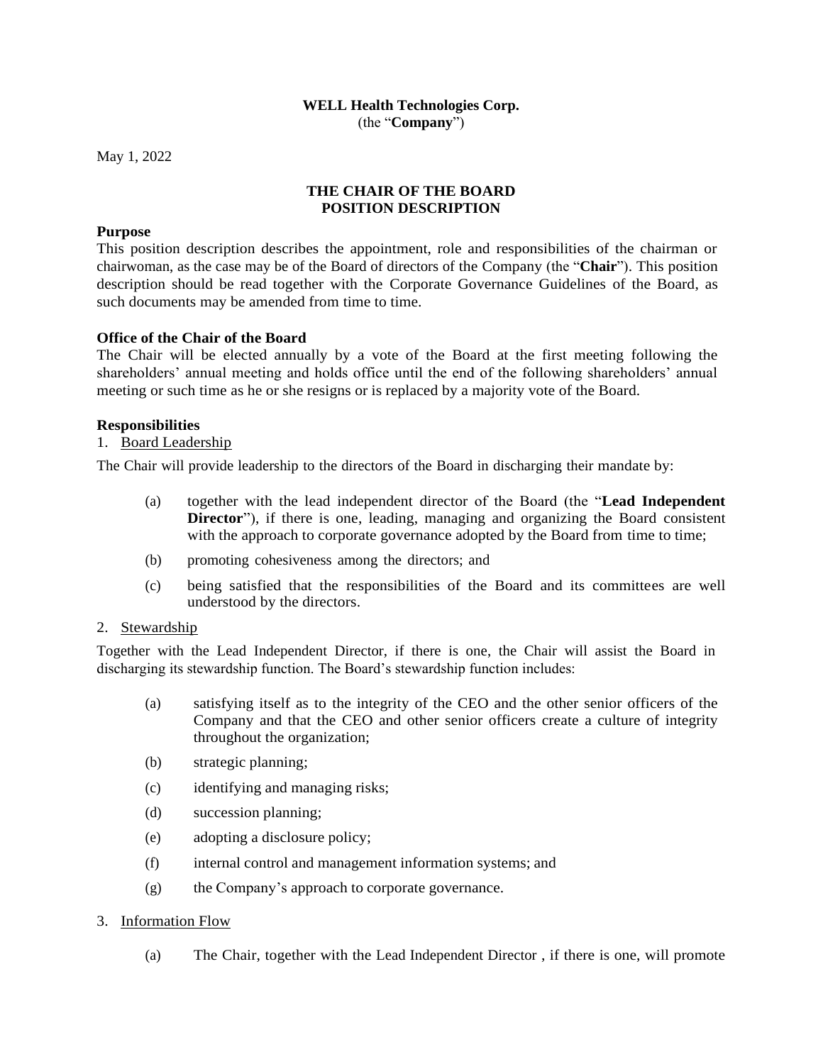**WELL Health Technologies Corp.**
(the "**Company**")

May 1, 2022

# THE CHAIR OF THE BOARD POSITION DESCRIPTION

**Purpose**

This position description describes the appointment, role and responsibilities of the chairman or chairwoman, as the case may be of the Board of directors of the Company (the "**Chair**"). This position description should be read together with the Corporate Governance Guidelines of the Board, as such documents may be amended from time to time.

**Office of the Chair of the Board**

The Chair will be elected annually by a vote of the Board at the first meeting following the shareholders' annual meeting and holds office until the end of the following shareholders' annual meeting or such time as he or she resigns or is replaced by a majority vote of the Board.

**Responsibilities**

1. Board Leadership

The Chair will provide leadership to the directors of the Board in discharging their mandate by:

(a) together with the lead independent director of the Board (the "**Lead Independent Director**"), if there is one, leading, managing and organizing the Board consistent with the approach to corporate governance adopted by the Board from time to time;

(b) promoting cohesiveness among the directors; and

(c) being satisfied that the responsibilities of the Board and its committees are well understood by the directors.

2. Stewardship

Together with the Lead Independent Director, if there is one, the Chair will assist the Board in discharging its stewardship function. The Board's stewardship function includes:

(a) satisfying itself as to the integrity of the CEO and the other senior officers of the Company and that the CEO and other senior officers create a culture of integrity throughout the organization;

(b) strategic planning;

(c) identifying and managing risks;

(d) succession planning;

(e) adopting a disclosure policy;

(f) internal control and management information systems; and

(g) the Company's approach to corporate governance.

3. Information Flow

(a) The Chair, together with the Lead Independent Director , if there is one, will promote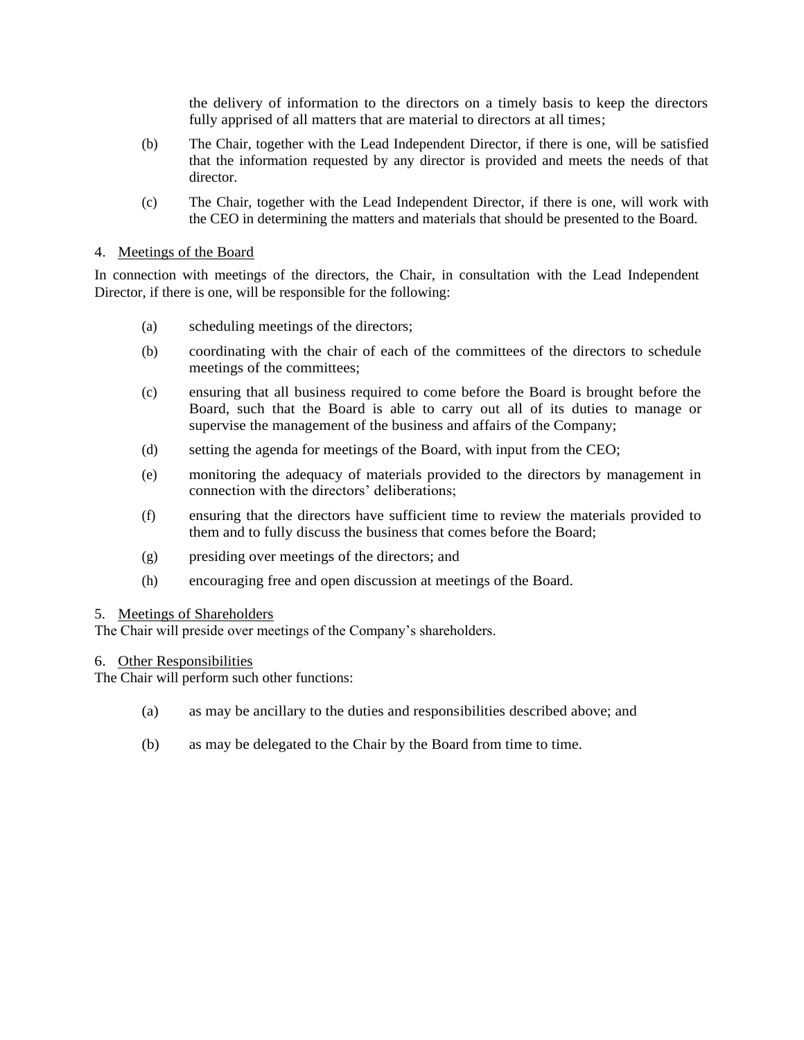the delivery of information to the directors on a timely basis to keep the directors fully apprised of all matters that are material to directors at all times;

(b) The Chair, together with the Lead Independent Director, if there is one, will be satisfied that the information requested by any director is provided and meets the needs of that director.

(c) The Chair, together with the Lead Independent Director, if there is one, will work with the CEO in determining the matters and materials that should be presented to the Board.

4. Meetings of the Board

In connection with meetings of the directors, the Chair, in consultation with the Lead Independent Director, if there is one, will be responsible for the following:

(a) scheduling meetings of the directors;

(b) coordinating with the chair of each of the committees of the directors to schedule meetings of the committees;

(c) ensuring that all business required to come before the Board is brought before the Board, such that the Board is able to carry out all of its duties to manage or supervise the management of the business and affairs of the Company;

(d) setting the agenda for meetings of the Board, with input from the CEO;

(e) monitoring the adequacy of materials provided to the directors by management in connection with the directors' deliberations;

(f) ensuring that the directors have sufficient time to review the materials provided to them and to fully discuss the business that comes before the Board;

(g) presiding over meetings of the directors; and

(h) encouraging free and open discussion at meetings of the Board.

5. Meetings of Shareholders

The Chair will preside over meetings of the Company's shareholders.

6. Other Responsibilities

The Chair will perform such other functions:

(a) as may be ancillary to the duties and responsibilities described above; and

(b) as may be delegated to the Chair by the Board from time to time.